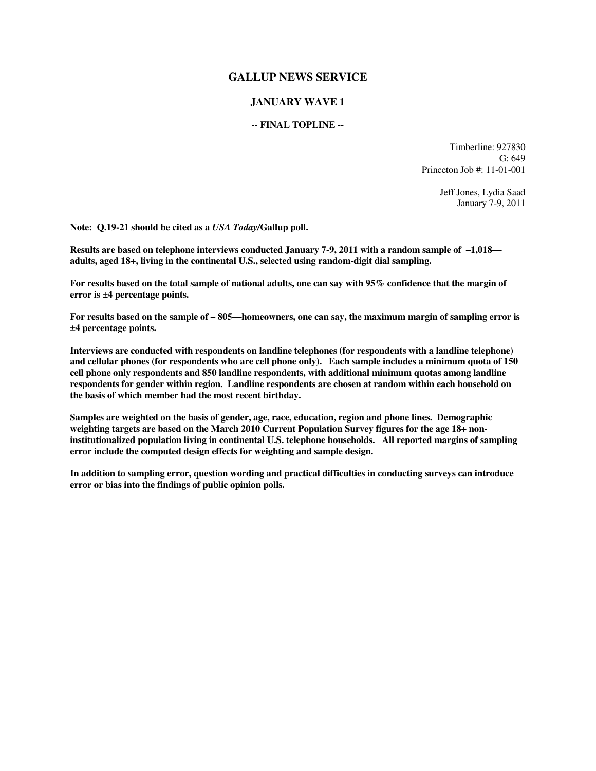# GALLUP NEWS SERVICE

## JANUARY WAVE 1

### -- FINAL TOPLINE --

Timberline: 927830
G: 649
Princeton Job #: 11-01-001

Jeff Jones, Lydia Saad
January 7-9, 2011

---

**Note: Q.19-21 should be cited as a *USA Today*/Gallup poll.**

**Results are based on telephone interviews conducted January 7-9, 2011 with a random sample of –1,018— adults, aged 18+, living in the continental U.S., selected using random-digit dial sampling.**

**For results based on the total sample of national adults, one can say with 95% confidence that the margin of error is ±4 percentage points.**

**For results based on the sample of – 805—homeowners, one can say, the maximum margin of sampling error is ±4 percentage points.**

**Interviews are conducted with respondents on landline telephones (for respondents with a landline telephone) and cellular phones (for respondents who are cell phone only). Each sample includes a minimum quota of 150 cell phone only respondents and 850 landline respondents, with additional minimum quotas among landline respondents for gender within region. Landline respondents are chosen at random within each household on the basis of which member had the most recent birthday.**

**Samples are weighted on the basis of gender, age, race, education, region and phone lines. Demographic weighting targets are based on the March 2010 Current Population Survey figures for the age 18+ non-institutionalized population living in continental U.S. telephone households. All reported margins of sampling error include the computed design effects for weighting and sample design.**

**In addition to sampling error, question wording and practical difficulties in conducting surveys can introduce error or bias into the findings of public opinion polls.**

---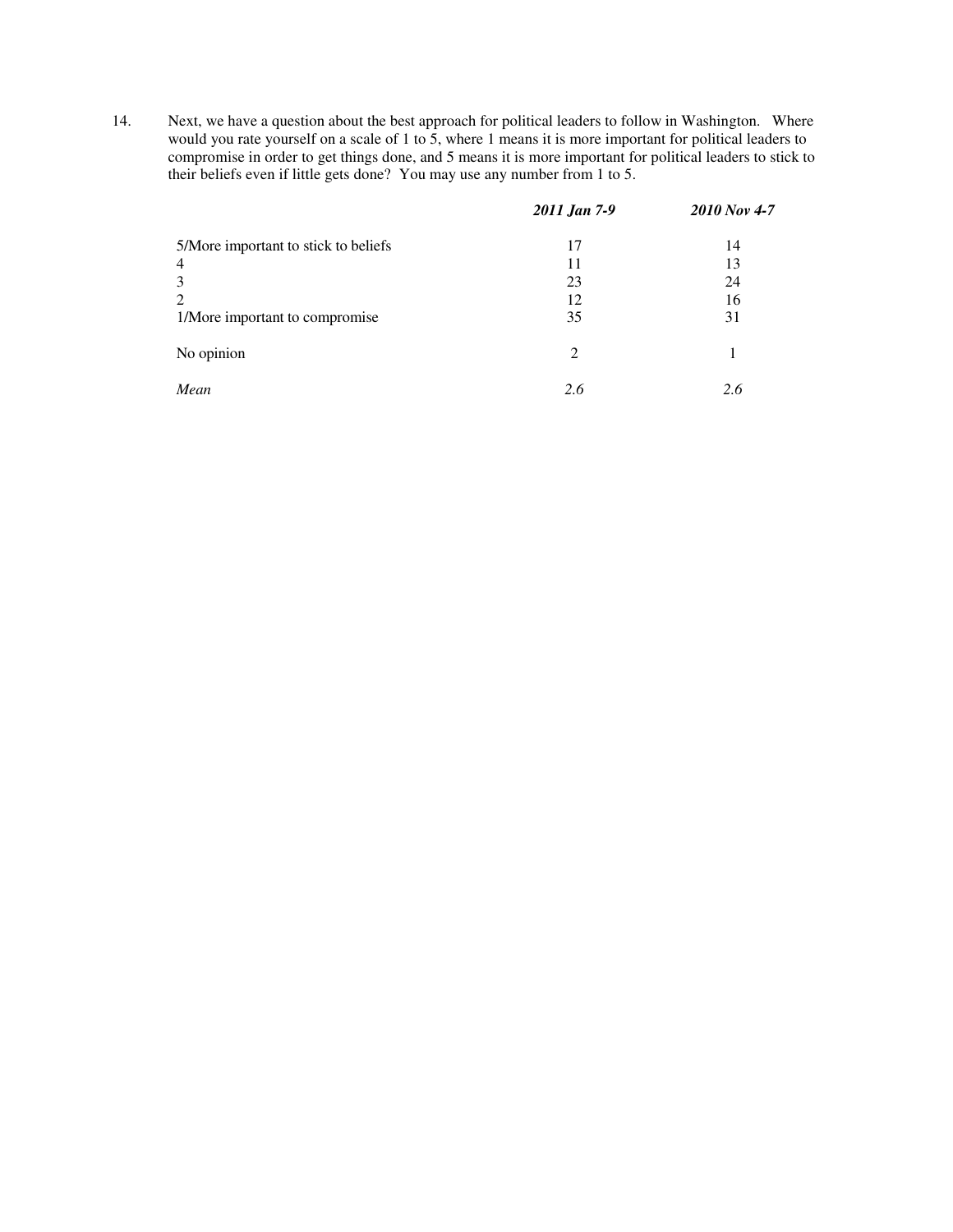14. Next, we have a question about the best approach for political leaders to follow in Washington. Where would you rate yourself on a scale of 1 to 5, where 1 means it is more important for political leaders to compromise in order to get things done, and 5 means it is more important for political leaders to stick to their beliefs even if little gets done? You may use any number from 1 to 5.

| | ***2011 Jan 7-9*** | ***2010 Nov 4-7*** |
|---|---|---|
| 5/More important to stick to beliefs | 17 | 14 |
| 4 | 11 | 13 |
| 3 | 23 | 24 |
| 2 | 12 | 16 |
| 1/More important to compromise | 35 | 31 |
| No opinion | 2 | 1 |
| *Mean* | *2.6* | *2.6* |